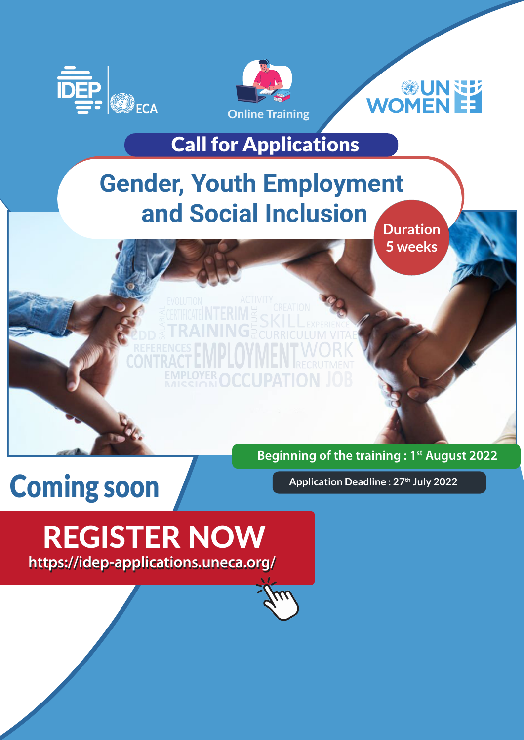IDEP | ECA

Online Training

UN WOMEN

## Call for Applications

# Gender, Youth Employment and Social Inclusion

Duration 5 weeks

**Beginning of the training : 1st August 2022**

**Application Deadline : 27th July 2022**

## Coming soon

## REGISTER NOW

**https://idep-applications.uneca.org/**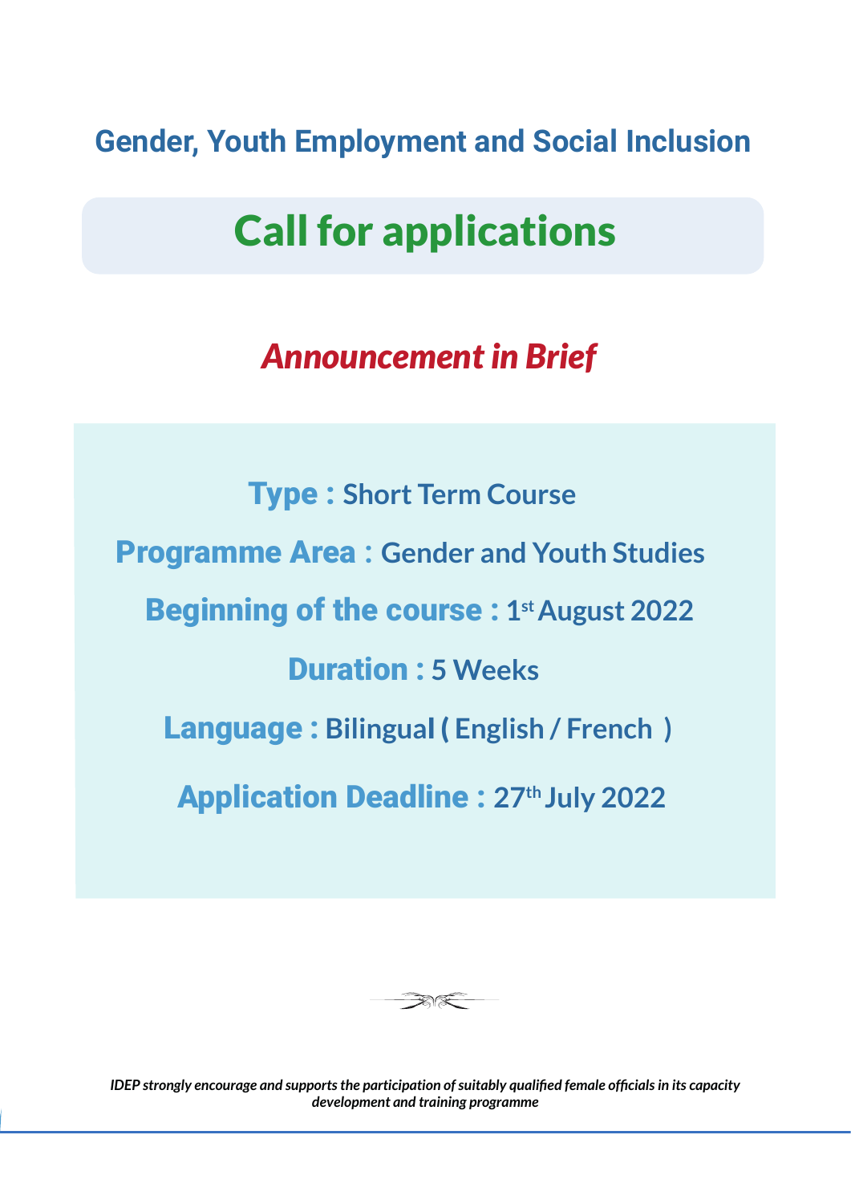## Gender, Youth Employment and Social Inclusion

# Call for applications

## *Announcement in Brief*

**Type :** Short Term Course

**Programme Area :** Gender and Youth Studies

**Beginning of the course :** 1st August 2022

**Duration :** 5 Weeks

**Language :** Bilingual ( English / French )

**Application Deadline :** 27th July 2022

*IDEP strongly encourage and supports the participation of suitably qualified female officials in its capacity development and training programme*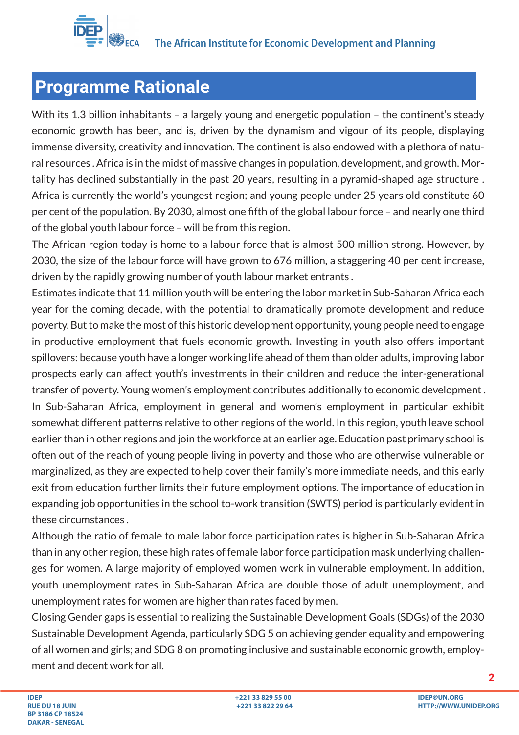## Programme Rationale

With its 1.3 billion inhabitants – a largely young and energetic population – the continent's steady economic growth has been, and is, driven by the dynamism and vigour of its people, displaying immense diversity, creativity and innovation. The continent is also endowed with a plethora of natural resources . Africa is in the midst of massive changes in population, development, and growth. Mortality has declined substantially in the past 20 years, resulting in a pyramid-shaped age structure . Africa is currently the world's youngest region; and young people under 25 years old constitute 60 per cent of the population. By 2030, almost one fifth of the global labour force – and nearly one third of the global youth labour force – will be from this region.

The African region today is home to a labour force that is almost 500 million strong. However, by 2030, the size of the labour force will have grown to 676 million, a staggering 40 per cent increase, driven by the rapidly growing number of youth labour market entrants .

Estimates indicate that 11 million youth will be entering the labor market in Sub-Saharan Africa each year for the coming decade, with the potential to dramatically promote development and reduce poverty. But to make the most of this historic development opportunity, young people need to engage in productive employment that fuels economic growth. Investing in youth also offers important spillovers: because youth have a longer working life ahead of them than older adults, improving labor prospects early can affect youth's investments in their children and reduce the inter-generational transfer of poverty. Young women's employment contributes additionally to economic development .

In Sub-Saharan Africa, employment in general and women's employment in particular exhibit somewhat different patterns relative to other regions of the world. In this region, youth leave school earlier than in other regions and join the workforce at an earlier age. Education past primary school is often out of the reach of young people living in poverty and those who are otherwise vulnerable or marginalized, as they are expected to help cover their family's more immediate needs, and this early exit from education further limits their future employment options. The importance of education in expanding job opportunities in the school to-work transition (SWTS) period is particularly evident in these circumstances .

Although the ratio of female to male labor force participation rates is higher in Sub-Saharan Africa than in any other region, these high rates of female labor force participation mask underlying challenges for women. A large majority of employed women work in vulnerable employment. In addition, youth unemployment rates in Sub-Saharan Africa are double those of adult unemployment, and unemployment rates for women are higher than rates faced by men.

Closing Gender gaps is essential to realizing the Sustainable Development Goals (SDGs) of the 2030 Sustainable Development Agenda, particularly SDG 5 on achieving gender equality and empowering of all women and girls; and SDG 8 on promoting inclusive and sustainable economic growth, employment and decent work for all.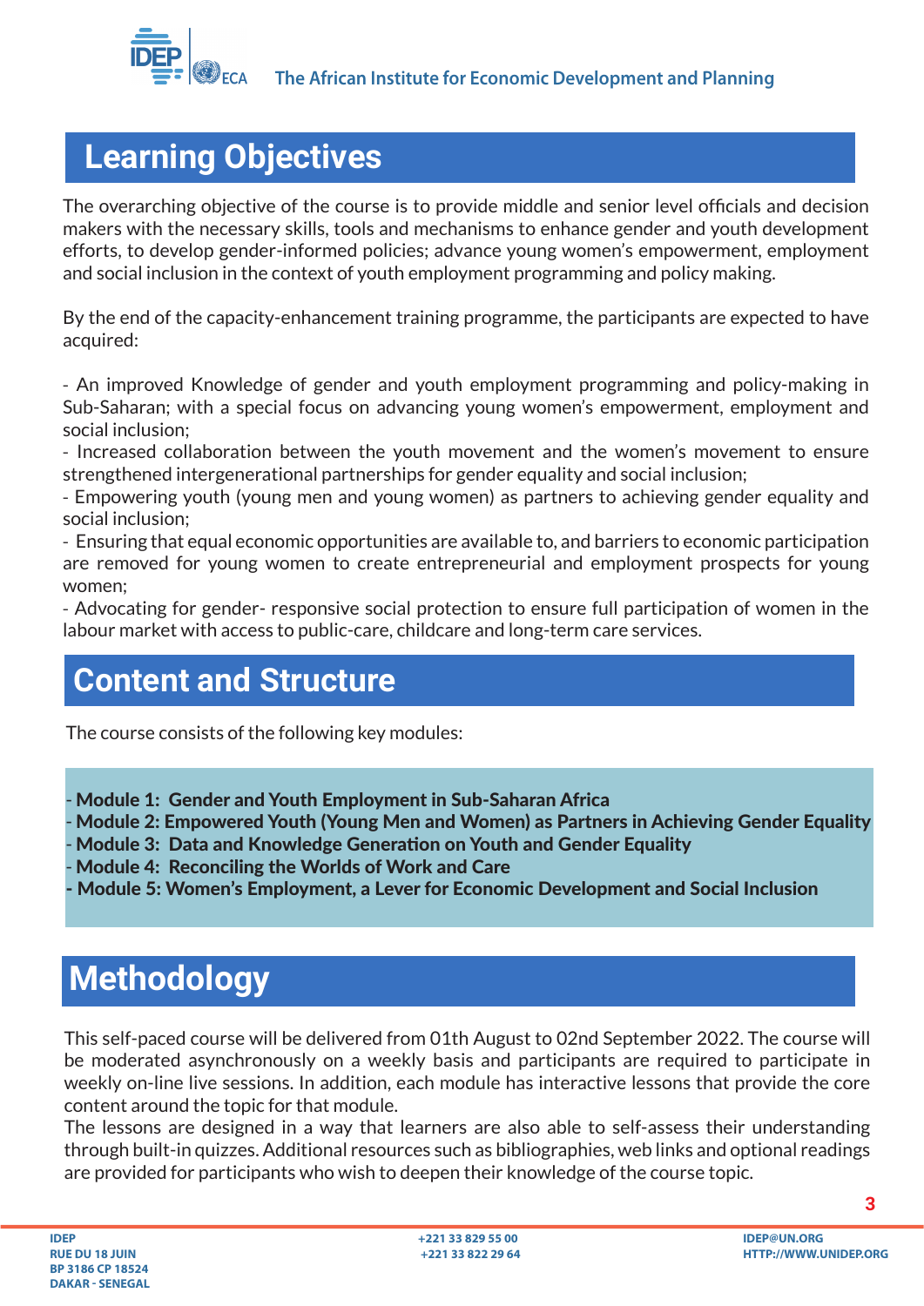## Learning Objectives

The overarching objective of the course is to provide middle and senior level officials and decision makers with the necessary skills, tools and mechanisms to enhance gender and youth development efforts, to develop gender-informed policies; advance young women's empowerment, employment and social inclusion in the context of youth employment programming and policy making.

By the end of the capacity-enhancement training programme, the participants are expected to have acquired:

- An improved Knowledge of gender and youth employment programming and policy-making in Sub-Saharan; with a special focus on advancing young women's empowerment, employment and social inclusion;
- Increased collaboration between the youth movement and the women's movement to ensure strengthened intergenerational partnerships for gender equality and social inclusion;
- Empowering youth (young men and young women) as partners to achieving gender equality and social inclusion;
- Ensuring that equal economic opportunities are available to, and barriers to economic participation are removed for young women to create entrepreneurial and employment prospects for young women;
- Advocating for gender- responsive social protection to ensure full participation of women in the labour market with access to public-care, childcare and long-term care services.

## Content and Structure

The course consists of the following key modules:

- **Module 1: Gender and Youth Employment in Sub-Saharan Africa**
- **Module 2: Empowered Youth (Young Men and Women) as Partners in Achieving Gender Equality**
- **Module 3: Data and Knowledge Generation on Youth and Gender Equality**
- **Module 4: Reconciling the Worlds of Work and Care**
- **Module 5: Women's Employment, a Lever for Economic Development and Social Inclusion**

## Methodology

This self-paced course will be delivered from 01th August to 02nd September 2022. The course will be moderated asynchronously on a weekly basis and participants are required to participate in weekly on-line live sessions. In addition, each module has interactive lessons that provide the core content around the topic for that module.

The lessons are designed in a way that learners are also able to self-assess their understanding through built-in quizzes. Additional resources such as bibliographies, web links and optional readings are provided for participants who wish to deepen their knowledge of the course topic.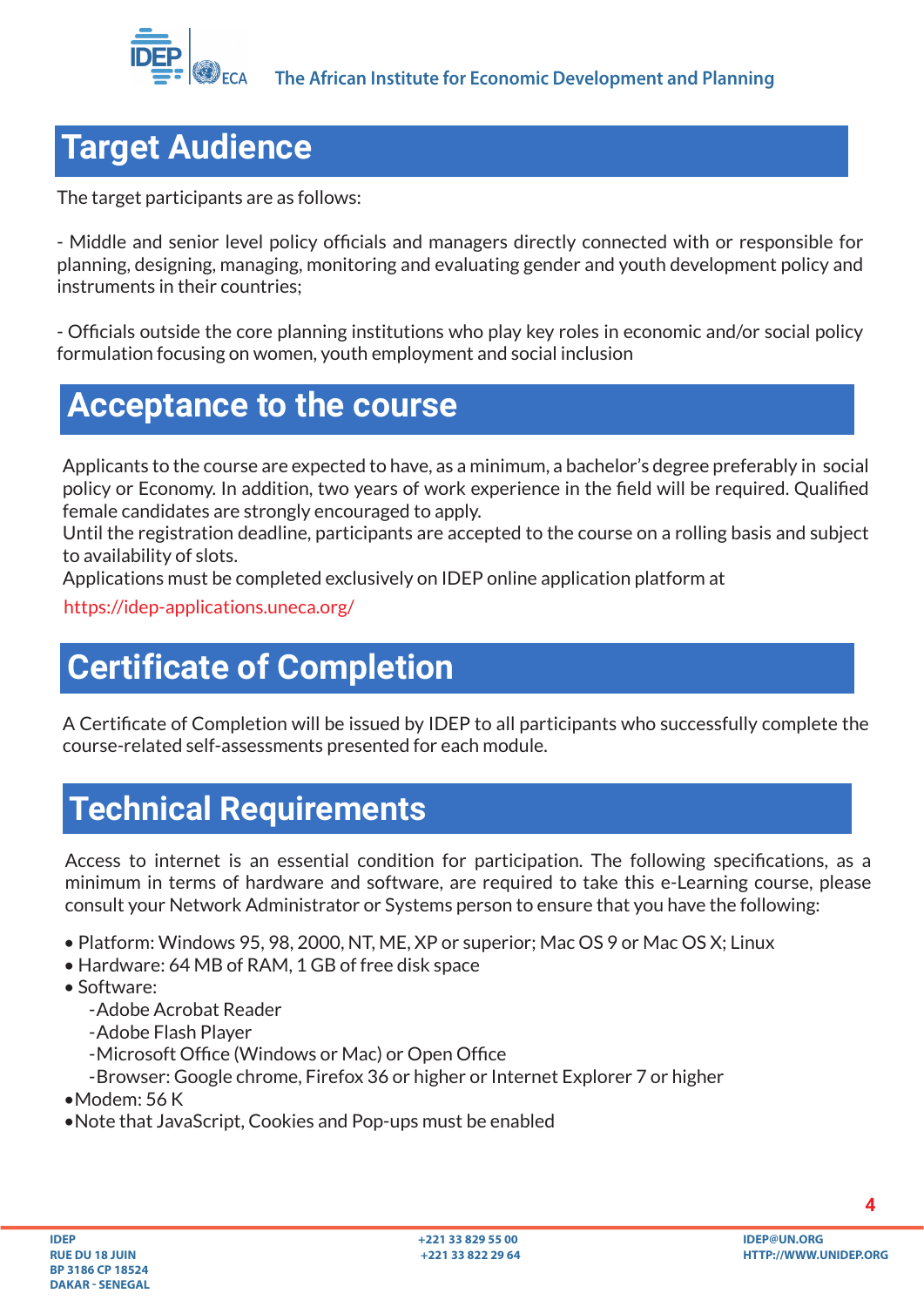## Target Audience

The target participants are as follows:

- Middle and senior level policy officials and managers directly connected with or responsible for planning, designing, managing, monitoring and evaluating gender and youth development policy and instruments in their countries;

- Officials outside the core planning institutions who play key roles in economic and/or social policy formulation focusing on women, youth employment and social inclusion

## Acceptance to the course

Applicants to the course are expected to have, as a minimum, a bachelor's degree preferably in social policy or Economy. In addition, two years of work experience in the field will be required. Qualified female candidates are strongly encouraged to apply.
Until the registration deadline, participants are accepted to the course on a rolling basis and subject to availability of slots.
Applications must be completed exclusively on IDEP online application platform at

https://idep-applications.uneca.org/

## Certificate of Completion

A Certificate of Completion will be issued by IDEP to all participants who successfully complete the course-related self-assessments presented for each module.

## Technical Requirements

Access to internet is an essential condition for participation. The following specifications, as a minimum in terms of hardware and software, are required to take this e-Learning course, please consult your Network Administrator or Systems person to ensure that you have the following:

- Platform: Windows 95, 98, 2000, NT, ME, XP or superior; Mac OS 9 or Mac OS X; Linux
- Hardware: 64 MB of RAM, 1 GB of free disk space
- Software:
  - Adobe Acrobat Reader
  - Adobe Flash Player
  - Microsoft Office (Windows or Mac) or Open Office
  - Browser: Google chrome, Firefox 36 or higher or Internet Explorer 7 or higher
- Modem: 56 K
- Note that JavaScript, Cookies and Pop-ups must be enabled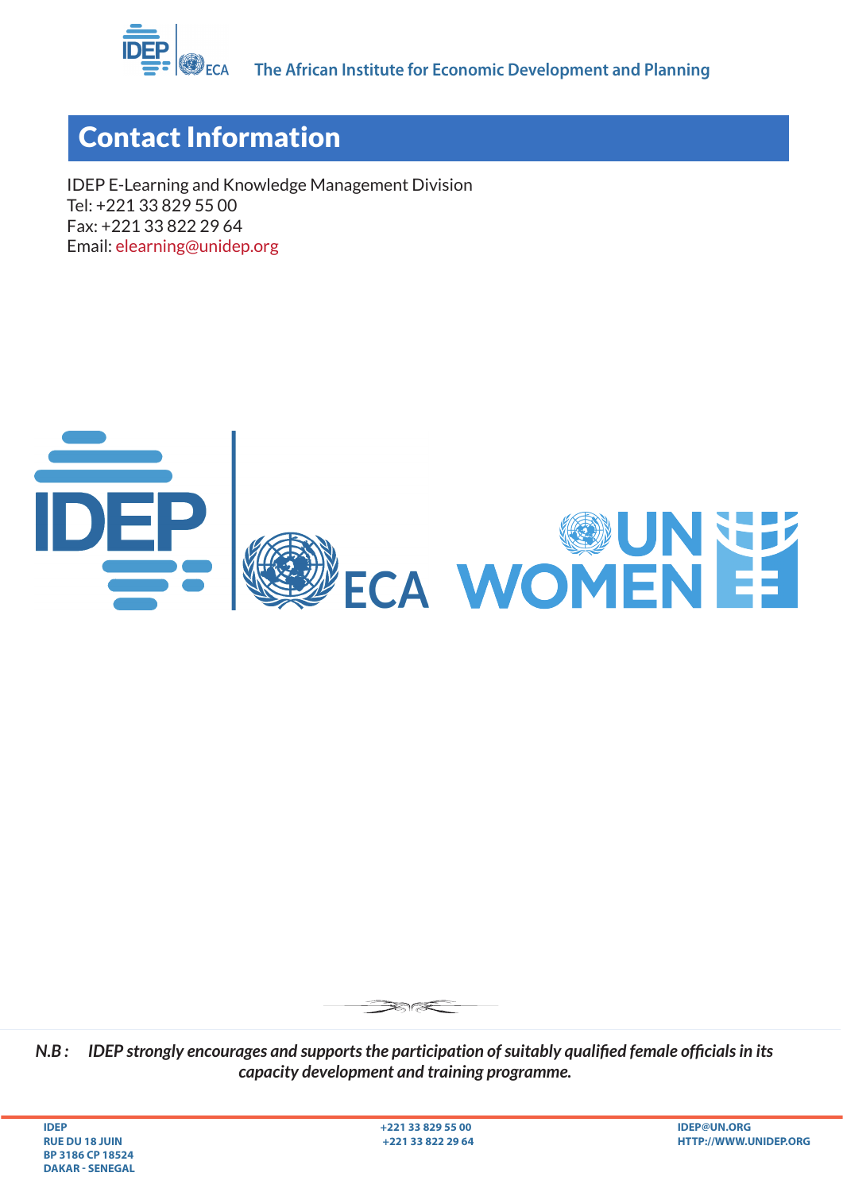## Contact Information

IDEP E-Learning and Knowledge Management Division
Tel: +221 33 829 55 00
Fax: +221 33 822 29 64
Email: elearning@unidep.org

*N.B : IDEP strongly encourages and supports the participation of suitably qualified female officials in its capacity development and training programme.*

IDEP
RUE DU 18 JUIN
BP 3186 CP 18524
DAKAR - SENEGAL

+221 33 829 55 00
+221 33 822 29 64

IDEP@UN.ORG
HTTP://WWW.UNIDEP.ORG